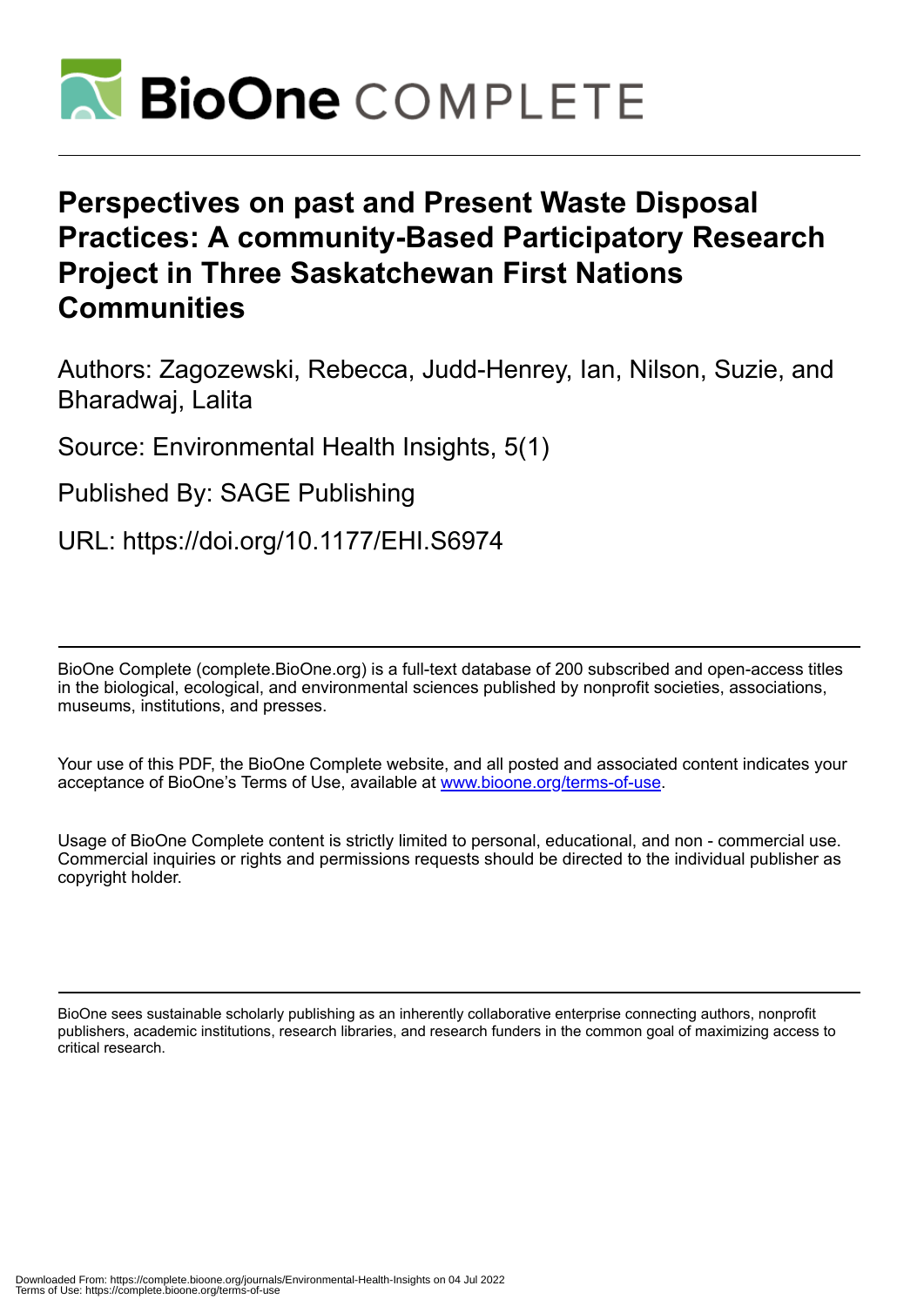# BioOne COMPLETE

# Perspectives on past and Present Waste Disposal Practices: A community-Based Participatory Research Project in Three Saskatchewan First Nations Communities

Authors: Zagozewski, Rebecca, Judd-Henrey, Ian, Nilson, Suzie, and Bharadwaj, Lalita

Source: Environmental Health Insights, 5(1)

Published By: SAGE Publishing

URL: https://doi.org/10.1177/EHI.S6974

---

BioOne Complete (complete.BioOne.org) is a full-text database of 200 subscribed and open-access titles in the biological, ecological, and environmental sciences published by nonprofit societies, associations, museums, institutions, and presses.

Your use of this PDF, the BioOne Complete website, and all posted and associated content indicates your acceptance of BioOne's Terms of Use, available at www.bioone.org/terms-of-use.

Usage of BioOne Complete content is strictly limited to personal, educational, and non - commercial use. Commercial inquiries or rights and permissions requests should be directed to the individual publisher as copyright holder.

---

BioOne sees sustainable scholarly publishing as an inherently collaborative enterprise connecting authors, nonprofit publishers, academic institutions, research libraries, and research funders in the common goal of maximizing access to critical research.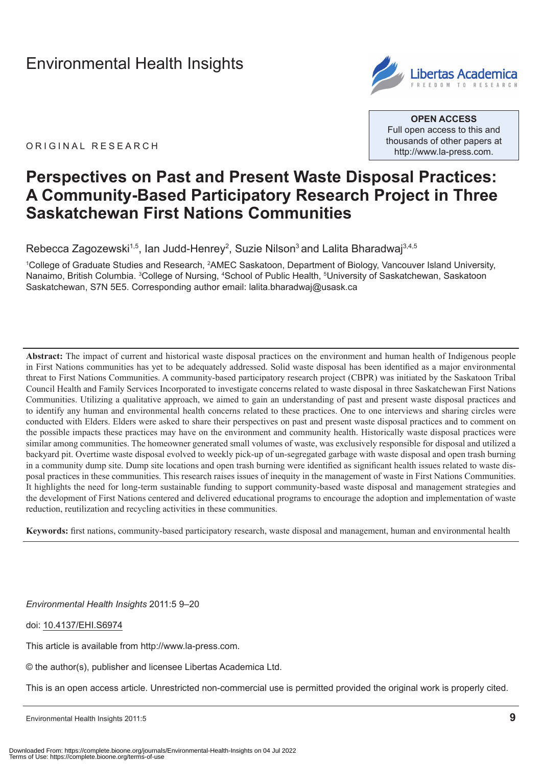Environmental Health Insights

ORIGINAL RESEARCH

**OPEN ACCESS**
Full open access to this and thousands of other papers at http://www.la-press.com.

# Perspectives on Past and Present Waste Disposal Practices: A Community-Based Participatory Research Project in Three Saskatchewan First Nations Communities

Rebecca Zagozewski[1,5], Ian Judd-Henrey[2], Suzie Nilson[3] and Lalita Bharadwaj[3,4,5]

[1]College of Graduate Studies and Research, [2]AMEC Saskatoon, Department of Biology, Vancouver Island University, Nanaimo, British Columbia. [3]College of Nursing, [4]School of Public Health, [5]University of Saskatchewan, Saskatoon Saskatchewan, S7N 5E5. Corresponding author email: lalita.bharadwaj@usask.ca

**Abstract:** The impact of current and historical waste disposal practices on the environment and human health of Indigenous people in First Nations communities has yet to be adequately addressed. Solid waste disposal has been identified as a major environmental threat to First Nations Communities. A community-based participatory research project (CBPR) was initiated by the Saskatoon Tribal Council Health and Family Services Incorporated to investigate concerns related to waste disposal in three Saskatchewan First Nations Communities. Utilizing a qualitative approach, we aimed to gain an understanding of past and present waste disposal practices and to identify any human and environmental health concerns related to these practices. One to one interviews and sharing circles were conducted with Elders. Elders were asked to share their perspectives on past and present waste disposal practices and to comment on the possible impacts these practices may have on the environment and community health. Historically waste disposal practices were similar among communities. The homeowner generated small volumes of waste, was exclusively responsible for disposal and utilized a backyard pit. Overtime waste disposal evolved to weekly pick-up of un-segregated garbage with waste disposal and open trash burning in a community dump site. Dump site locations and open trash burning were identified as significant health issues related to waste disposal practices in these communities. This research raises issues of inequity in the management of waste in First Nations Communities. It highlights the need for long-term sustainable funding to support community-based waste disposal and management strategies and the development of First Nations centered and delivered educational programs to encourage the adoption and implementation of waste reduction, reutilization and recycling activities in these communities.

**Keywords:** first nations, community-based participatory research, waste disposal and management, human and environmental health

*Environmental Health Insights* 2011:5 9–20

doi: 10.4137/EHI.S6974

This article is available from http://www.la-press.com.

© the author(s), publisher and licensee Libertas Academica Ltd.

This is an open access article. Unrestricted non-commercial use is permitted provided the original work is properly cited.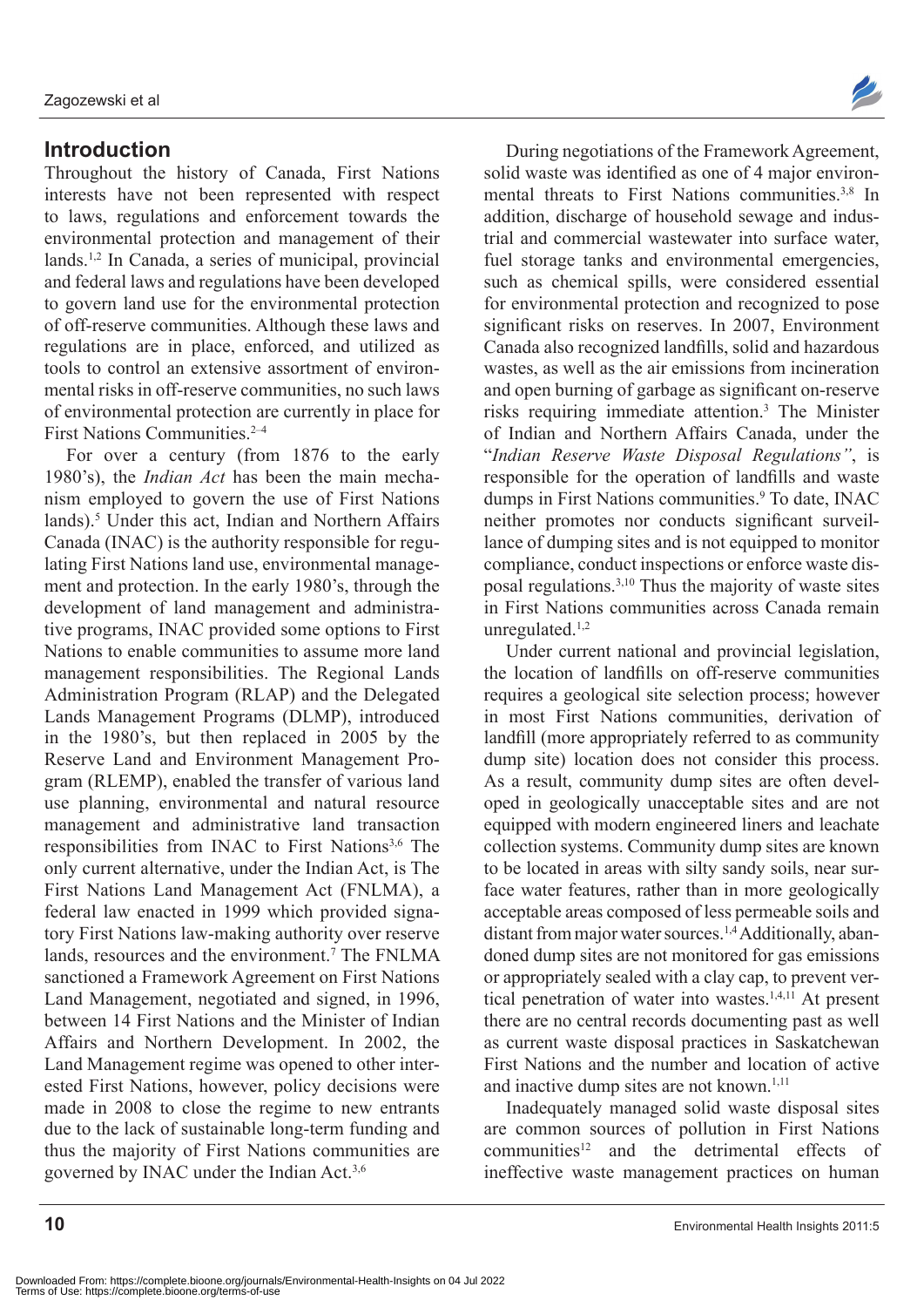## Introduction

Throughout the history of Canada, First Nations interests have not been represented with respect to laws, regulations and enforcement towards the environmental protection and management of their lands.[1,2] In Canada, a series of municipal, provincial and federal laws and regulations have been developed to govern land use for the environmental protection of off-reserve communities. Although these laws and regulations are in place, enforced, and utilized as tools to control an extensive assortment of environmental risks in off-reserve communities, no such laws of environmental protection are currently in place for First Nations Communities.[2–4]

For over a century (from 1876 to the early 1980's), the *Indian Act* has been the main mechanism employed to govern the use of First Nations lands).[5] Under this act, Indian and Northern Affairs Canada (INAC) is the authority responsible for regulating First Nations land use, environmental management and protection. In the early 1980's, through the development of land management and administrative programs, INAC provided some options to First Nations to enable communities to assume more land management responsibilities. The Regional Lands Administration Program (RLAP) and the Delegated Lands Management Programs (DLMP), introduced in the 1980's, but then replaced in 2005 by the Reserve Land and Environment Management Program (RLEMP), enabled the transfer of various land use planning, environmental and natural resource management and administrative land transaction responsibilities from INAC to First Nations[3,6] The only current alternative, under the Indian Act, is The First Nations Land Management Act (FNLMA), a federal law enacted in 1999 which provided signatory First Nations law-making authority over reserve lands, resources and the environment.[7] The FNLMA sanctioned a Framework Agreement on First Nations Land Management, negotiated and signed, in 1996, between 14 First Nations and the Minister of Indian Affairs and Northern Development. In 2002, the Land Management regime was opened to other interested First Nations, however, policy decisions were made in 2008 to close the regime to new entrants due to the lack of sustainable long-term funding and thus the majority of First Nations communities are governed by INAC under the Indian Act.[3,6]

During negotiations of the Framework Agreement, solid waste was identified as one of 4 major environmental threats to First Nations communities.[3,8] In addition, discharge of household sewage and industrial and commercial wastewater into surface water, fuel storage tanks and environmental emergencies, such as chemical spills, were considered essential for environmental protection and recognized to pose significant risks on reserves. In 2007, Environment Canada also recognized landfills, solid and hazardous wastes, as well as the air emissions from incineration and open burning of garbage as significant on-reserve risks requiring immediate attention.[3] The Minister of Indian and Northern Affairs Canada, under the "*Indian Reserve Waste Disposal Regulations"*, is responsible for the operation of landfills and waste dumps in First Nations communities.[9] To date, INAC neither promotes nor conducts significant surveillance of dumping sites and is not equipped to monitor compliance, conduct inspections or enforce waste disposal regulations.[3,10] Thus the majority of waste sites in First Nations communities across Canada remain unregulated.[1,2]

Under current national and provincial legislation, the location of landfills on off-reserve communities requires a geological site selection process; however in most First Nations communities, derivation of landfill (more appropriately referred to as community dump site) location does not consider this process. As a result, community dump sites are often developed in geologically unacceptable sites and are not equipped with modern engineered liners and leachate collection systems. Community dump sites are known to be located in areas with silty sandy soils, near surface water features, rather than in more geologically acceptable areas composed of less permeable soils and distant from major water sources.[1,4] Additionally, abandoned dump sites are not monitored for gas emissions or appropriately sealed with a clay cap, to prevent vertical penetration of water into wastes.[1,4,11] At present there are no central records documenting past as well as current waste disposal practices in Saskatchewan First Nations and the number and location of active and inactive dump sites are not known.[1,11]

Inadequately managed solid waste disposal sites are common sources of pollution in First Nations communities[12] and the detrimental effects of ineffective waste management practices on human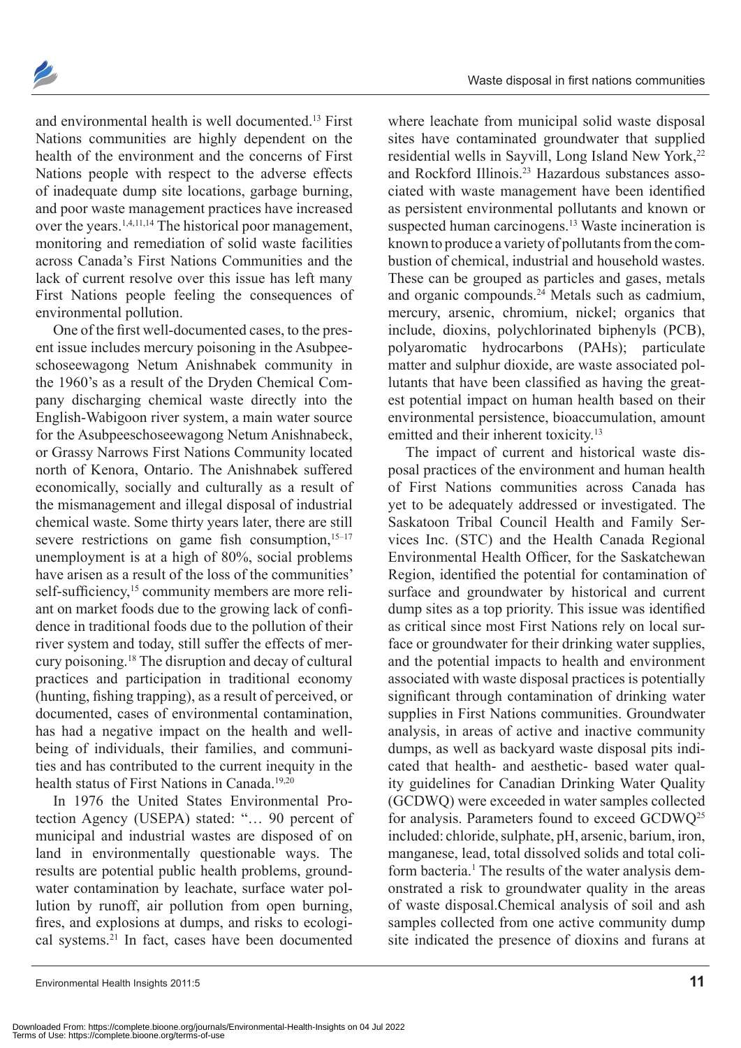and environmental health is well documented.[13] First Nations communities are highly dependent on the health of the environment and the concerns of First Nations people with respect to the adverse effects of inadequate dump site locations, garbage burning, and poor waste management practices have increased over the years.[1,4,11,14] The historical poor management, monitoring and remediation of solid waste facilities across Canada's First Nations Communities and the lack of current resolve over this issue has left many First Nations people feeling the consequences of environmental pollution.

One of the first well-documented cases, to the present issue includes mercury poisoning in the Asubpeeschoseewagong Netum Anishnabek community in the 1960's as a result of the Dryden Chemical Company discharging chemical waste directly into the English-Wabigoon river system, a main water source for the Asubpeeschoseewagong Netum Anishnabeck, or Grassy Narrows First Nations Community located north of Kenora, Ontario. The Anishnabek suffered economically, socially and culturally as a result of the mismanagement and illegal disposal of industrial chemical waste. Some thirty years later, there are still severe restrictions on game fish consumption,[15–17] unemployment is at a high of 80%, social problems have arisen as a result of the loss of the communities' self-sufficiency,[15] community members are more reliant on market foods due to the growing lack of confidence in traditional foods due to the pollution of their river system and today, still suffer the effects of mercury poisoning.[18] The disruption and decay of cultural practices and participation in traditional economy (hunting, fishing trapping), as a result of perceived, or documented, cases of environmental contamination, has had a negative impact on the health and well-being of individuals, their families, and communities and has contributed to the current inequity in the health status of First Nations in Canada.[19,20]

In 1976 the United States Environmental Protection Agency (USEPA) stated: "… 90 percent of municipal and industrial wastes are disposed of on land in environmentally questionable ways. The results are potential public health problems, groundwater contamination by leachate, surface water pollution by runoff, air pollution from open burning, fires, and explosions at dumps, and risks to ecological systems.[21] In fact, cases have been documented where leachate from municipal solid waste disposal sites have contaminated groundwater that supplied residential wells in Sayvill, Long Island New York,[22] and Rockford Illinois.[23] Hazardous substances associated with waste management have been identified as persistent environmental pollutants and known or suspected human carcinogens.[13] Waste incineration is known to produce a variety of pollutants from the combustion of chemical, industrial and household wastes. These can be grouped as particles and gases, metals and organic compounds.[24] Metals such as cadmium, mercury, arsenic, chromium, nickel; organics that include, dioxins, polychlorinated biphenyls (PCB), polyaromatic hydrocarbons (PAHs); particulate matter and sulphur dioxide, are waste associated pollutants that have been classified as having the greatest potential impact on human health based on their environmental persistence, bioaccumulation, amount emitted and their inherent toxicity.[13]

The impact of current and historical waste disposal practices of the environment and human health of First Nations communities across Canada has yet to be adequately addressed or investigated. The Saskatoon Tribal Council Health and Family Services Inc. (STC) and the Health Canada Regional Environmental Health Officer, for the Saskatchewan Region, identified the potential for contamination of surface and groundwater by historical and current dump sites as a top priority. This issue was identified as critical since most First Nations rely on local surface or groundwater for their drinking water supplies, and the potential impacts to health and environment associated with waste disposal practices is potentially significant through contamination of drinking water supplies in First Nations communities. Groundwater analysis, in areas of active and inactive community dumps, as well as backyard waste disposal pits indicated that health- and aesthetic- based water quality guidelines for Canadian Drinking Water Quality (GCDWQ) were exceeded in water samples collected for analysis. Parameters found to exceed GCDWQ[25] included: chloride, sulphate, pH, arsenic, barium, iron, manganese, lead, total dissolved solids and total coliform bacteria.[1] The results of the water analysis demonstrated a risk to groundwater quality in the areas of waste disposal.Chemical analysis of soil and ash samples collected from one active community dump site indicated the presence of dioxins and furans at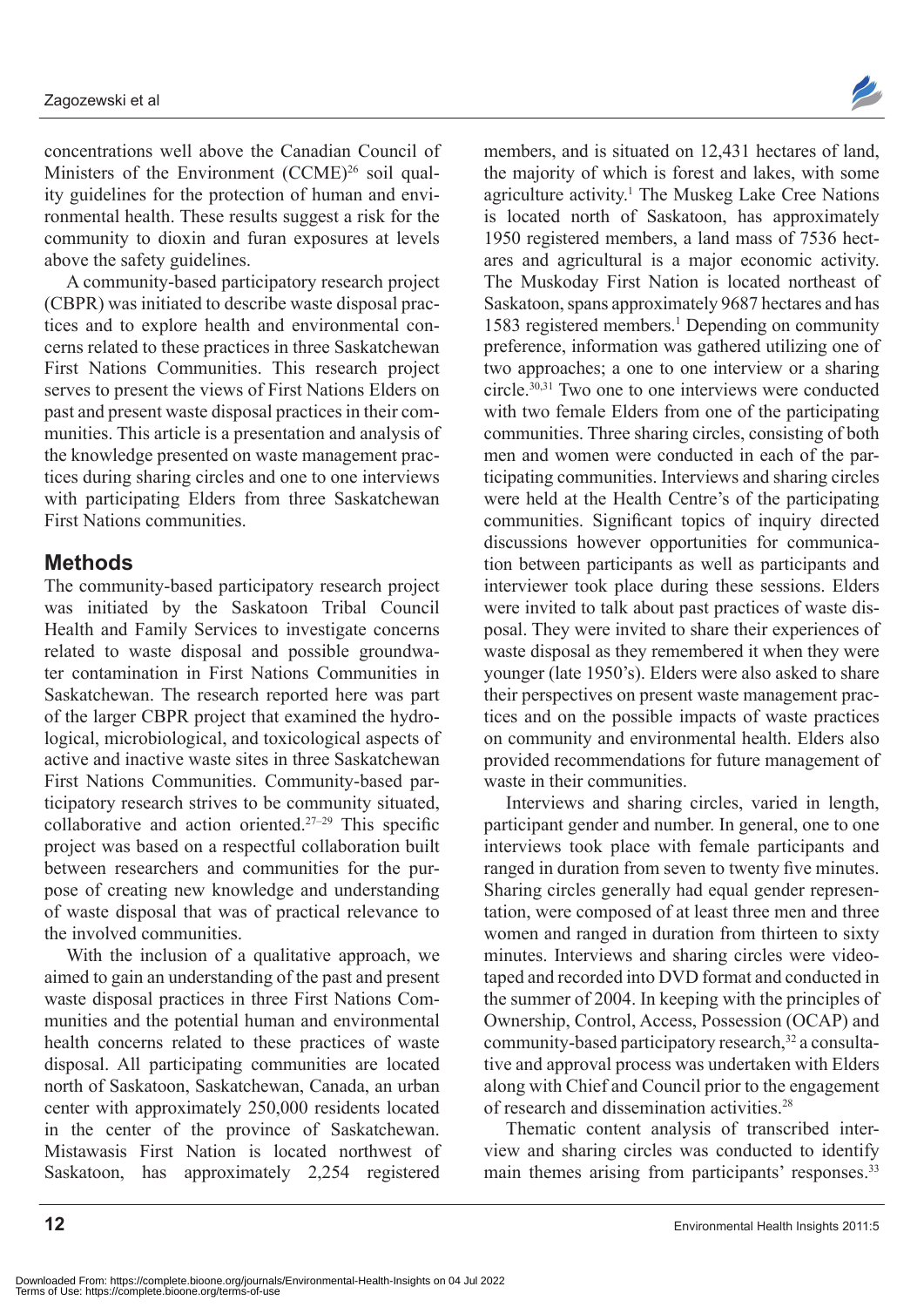concentrations well above the Canadian Council of Ministers of the Environment (CCME)[26] soil quality guidelines for the protection of human and environmental health. These results suggest a risk for the community to dioxin and furan exposures at levels above the safety guidelines.

A community-based participatory research project (CBPR) was initiated to describe waste disposal practices and to explore health and environmental concerns related to these practices in three Saskatchewan First Nations Communities. This research project serves to present the views of First Nations Elders on past and present waste disposal practices in their communities. This article is a presentation and analysis of the knowledge presented on waste management practices during sharing circles and one to one interviews with participating Elders from three Saskatchewan First Nations communities.

## Methods

The community-based participatory research project was initiated by the Saskatoon Tribal Council Health and Family Services to investigate concerns related to waste disposal and possible groundwater contamination in First Nations Communities in Saskatchewan. The research reported here was part of the larger CBPR project that examined the hydrological, microbiological, and toxicological aspects of active and inactive waste sites in three Saskatchewan First Nations Communities. Community-based participatory research strives to be community situated, collaborative and action oriented.[27–29] This specific project was based on a respectful collaboration built between researchers and communities for the purpose of creating new knowledge and understanding of waste disposal that was of practical relevance to the involved communities.

With the inclusion of a qualitative approach, we aimed to gain an understanding of the past and present waste disposal practices in three First Nations Communities and the potential human and environmental health concerns related to these practices of waste disposal. All participating communities are located north of Saskatoon, Saskatchewan, Canada, an urban center with approximately 250,000 residents located in the center of the province of Saskatchewan. Mistawasis First Nation is located northwest of Saskatoon, has approximately 2,254 registered members, and is situated on 12,431 hectares of land, the majority of which is forest and lakes, with some agriculture activity.[1] The Muskeg Lake Cree Nations is located north of Saskatoon, has approximately 1950 registered members, a land mass of 7536 hectares and agricultural is a major economic activity. The Muskoday First Nation is located northeast of Saskatoon, spans approximately 9687 hectares and has 1583 registered members.[1] Depending on community preference, information was gathered utilizing one of two approaches; a one to one interview or a sharing circle.[30,31] Two one to one interviews were conducted with two female Elders from one of the participating communities. Three sharing circles, consisting of both men and women were conducted in each of the participating communities. Interviews and sharing circles were held at the Health Centre's of the participating communities. Significant topics of inquiry directed discussions however opportunities for communication between participants as well as participants and interviewer took place during these sessions. Elders were invited to talk about past practices of waste disposal. They were invited to share their experiences of waste disposal as they remembered it when they were younger (late 1950's). Elders were also asked to share their perspectives on present waste management practices and on the possible impacts of waste practices on community and environmental health. Elders also provided recommendations for future management of waste in their communities.

Interviews and sharing circles, varied in length, participant gender and number. In general, one to one interviews took place with female participants and ranged in duration from seven to twenty five minutes. Sharing circles generally had equal gender representation, were composed of at least three men and three women and ranged in duration from thirteen to sixty minutes. Interviews and sharing circles were videotaped and recorded into DVD format and conducted in the summer of 2004. In keeping with the principles of Ownership, Control, Access, Possession (OCAP) and community-based participatory research,[32] a consultative and approval process was undertaken with Elders along with Chief and Council prior to the engagement of research and dissemination activities.[28]

Thematic content analysis of transcribed interview and sharing circles was conducted to identify main themes arising from participants' responses.[33]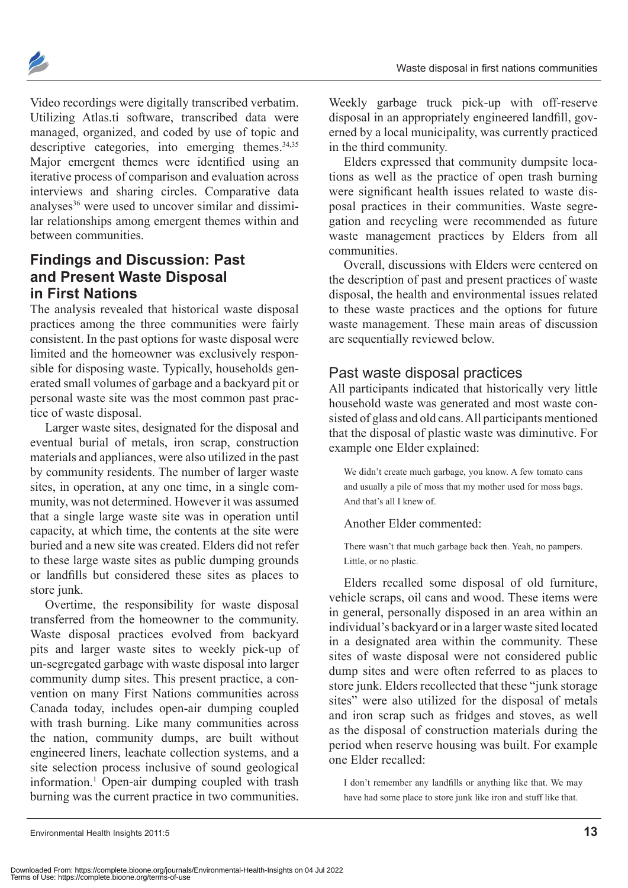Video recordings were digitally transcribed verbatim. Utilizing Atlas.ti software, transcribed data were managed, organized, and coded by use of topic and descriptive categories, into emerging themes.[34,35] Major emergent themes were identified using an iterative process of comparison and evaluation across interviews and sharing circles. Comparative data analyses[36] were used to uncover similar and dissimilar relationships among emergent themes within and between communities.

## Findings and Discussion: Past and Present Waste Disposal in First Nations

The analysis revealed that historical waste disposal practices among the three communities were fairly consistent. In the past options for waste disposal were limited and the homeowner was exclusively responsible for disposing waste. Typically, households generated small volumes of garbage and a backyard pit or personal waste site was the most common past practice of waste disposal.

Larger waste sites, designated for the disposal and eventual burial of metals, iron scrap, construction materials and appliances, were also utilized in the past by community residents. The number of larger waste sites, in operation, at any one time, in a single community, was not determined. However it was assumed that a single large waste site was in operation until capacity, at which time, the contents at the site were buried and a new site was created. Elders did not refer to these large waste sites as public dumping grounds or landfills but considered these sites as places to store junk.

Overtime, the responsibility for waste disposal transferred from the homeowner to the community. Waste disposal practices evolved from backyard pits and larger waste sites to weekly pick-up of un-segregated garbage with waste disposal into larger community dump sites. This present practice, a convention on many First Nations communities across Canada today, includes open-air dumping coupled with trash burning. Like many communities across the nation, community dumps, are built without engineered liners, leachate collection systems, and a site selection process inclusive of sound geological information.[1] Open-air dumping coupled with trash burning was the current practice in two communities. Weekly garbage truck pick-up with off-reserve disposal in an appropriately engineered landfill, governed by a local municipality, was currently practiced in the third community.

Elders expressed that community dumpsite locations as well as the practice of open trash burning were significant health issues related to waste disposal practices in their communities. Waste segregation and recycling were recommended as future waste management practices by Elders from all communities.

Overall, discussions with Elders were centered on the description of past and present practices of waste disposal, the health and environmental issues related to these waste practices and the options for future waste management. These main areas of discussion are sequentially reviewed below.

### Past waste disposal practices

All participants indicated that historically very little household waste was generated and most waste consisted of glass and old cans. All participants mentioned that the disposal of plastic waste was diminutive. For example one Elder explained:

> We didn't create much garbage, you know. A few tomato cans and usually a pile of moss that my mother used for moss bags. And that's all I knew of.

Another Elder commented:

> There wasn't that much garbage back then. Yeah, no pampers. Little, or no plastic.

Elders recalled some disposal of old furniture, vehicle scraps, oil cans and wood. These items were in general, personally disposed in an area within an individual's backyard or in a larger waste sited located in a designated area within the community. These sites of waste disposal were not considered public dump sites and were often referred to as places to store junk. Elders recollected that these "junk storage sites" were also utilized for the disposal of metals and iron scrap such as fridges and stoves, as well as the disposal of construction materials during the period when reserve housing was built. For example one Elder recalled:

> I don't remember any landfills or anything like that. We may have had some place to store junk like iron and stuff like that.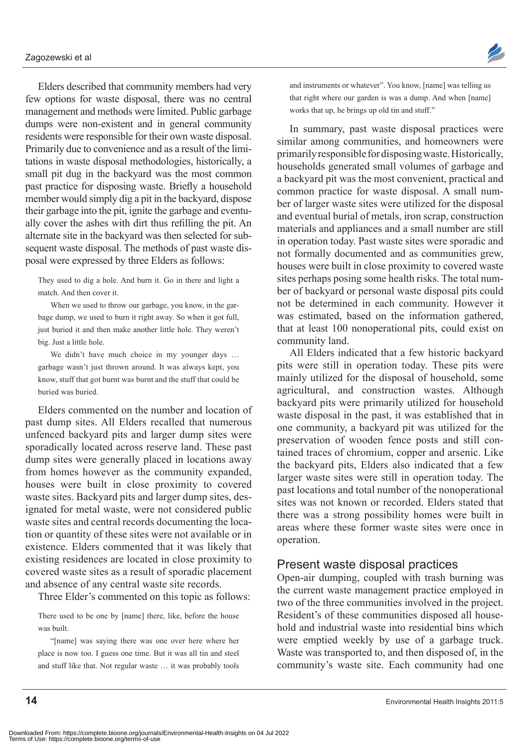Elders described that community members had very few options for waste disposal, there was no central management and methods were limited. Public garbage dumps were non-existent and in general community residents were responsible for their own waste disposal. Primarily due to convenience and as a result of the limitations in waste disposal methodologies, historically, a small pit dug in the backyard was the most common past practice for disposing waste. Briefly a household member would simply dig a pit in the backyard, dispose their garbage into the pit, ignite the garbage and eventually cover the ashes with dirt thus refilling the pit. An alternate site in the backyard was then selected for subsequent waste disposal. The methods of past waste disposal were expressed by three Elders as follows:

> They used to dig a hole. And burn it. Go in there and light a match. And then cover it.
>
> When we used to throw our garbage, you know, in the garbage dump, we used to burn it right away. So when it got full, just buried it and then make another little hole. They weren't big. Just a little hole.
>
> We didn't have much choice in my younger days … garbage wasn't just thrown around. It was always kept, you know, stuff that got burnt was burnt and the stuff that could be buried was buried.

Elders commented on the number and location of past dump sites. All Elders recalled that numerous unfenced backyard pits and larger dump sites were sporadically located across reserve land. These past dump sites were generally placed in locations away from homes however as the community expanded, houses were built in close proximity to covered waste sites. Backyard pits and larger dump sites, designated for metal waste, were not considered public waste sites and central records documenting the location or quantity of these sites were not available or in existence. Elders commented that it was likely that existing residences are located in close proximity to covered waste sites as a result of sporadic placement and absence of any central waste site records.

Three Elder's commented on this topic as follows:

> There used to be one by [name] there, like, before the house was built.
>
> "[name] was saying there was one over here where her place is now too. I guess one time. But it was all tin and steel and stuff like that. Not regular waste … it was probably tools and instruments or whatever". You know, [name] was telling us that right where our garden is was a dump. And when [name] works that up, he brings up old tin and stuff."

In summary, past waste disposal practices were similar among communities, and homeowners were primarily responsible for disposing waste. Historically, households generated small volumes of garbage and a backyard pit was the most convenient, practical and common practice for waste disposal. A small number of larger waste sites were utilized for the disposal and eventual burial of metals, iron scrap, construction materials and appliances and a small number are still in operation today. Past waste sites were sporadic and not formally documented and as communities grew, houses were built in close proximity to covered waste sites perhaps posing some health risks. The total number of backyard or personal waste disposal pits could not be determined in each community. However it was estimated, based on the information gathered, that at least 100 nonoperational pits, could exist on community land.

All Elders indicated that a few historic backyard pits were still in operation today. These pits were mainly utilized for the disposal of household, some agricultural, and construction wastes. Although backyard pits were primarily utilized for household waste disposal in the past, it was established that in one community, a backyard pit was utilized for the preservation of wooden fence posts and still contained traces of chromium, copper and arsenic. Like the backyard pits, Elders also indicated that a few larger waste sites were still in operation today. The past locations and total number of the nonoperational sites was not known or recorded. Elders stated that there was a strong possibility homes were built in areas where these former waste sites were once in operation.

## Present waste disposal practices

Open-air dumping, coupled with trash burning was the current waste management practice employed in two of the three communities involved in the project. Resident's of these communities disposed all household and industrial waste into residential bins which were emptied weekly by use of a garbage truck. Waste was transported to, and then disposed of, in the community's waste site. Each community had one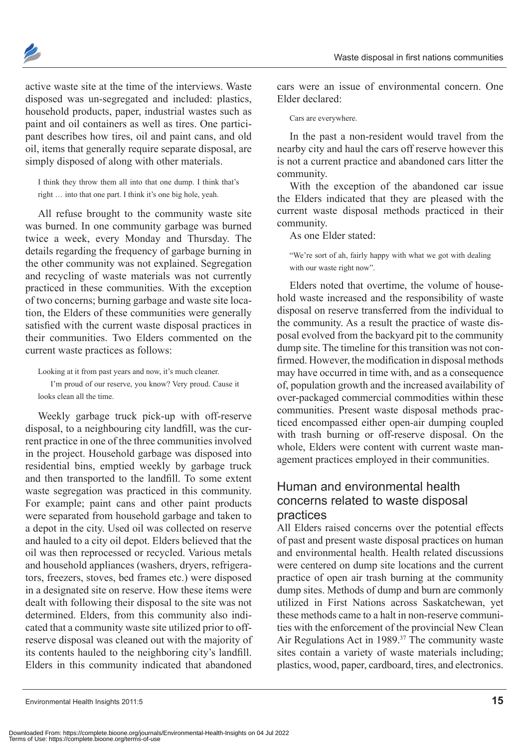active waste site at the time of the interviews. Waste disposed was un-segregated and included: plastics, household products, paper, industrial wastes such as paint and oil containers as well as tires. One participant describes how tires, oil and paint cans, and old oil, items that generally require separate disposal, are simply disposed of along with other materials.

> I think they throw them all into that one dump. I think that's right … into that one part. I think it's one big hole, yeah.

All refuse brought to the community waste site was burned. In one community garbage was burned twice a week, every Monday and Thursday. The details regarding the frequency of garbage burning in the other community was not explained. Segregation and recycling of waste materials was not currently practiced in these communities. With the exception of two concerns; burning garbage and waste site location, the Elders of these communities were generally satisfied with the current waste disposal practices in their communities. Two Elders commented on the current waste practices as follows:

> Looking at it from past years and now, it's much cleaner.
>
> I'm proud of our reserve, you know? Very proud. Cause it looks clean all the time.

Weekly garbage truck pick-up with off-reserve disposal, to a neighbouring city landfill, was the current practice in one of the three communities involved in the project. Household garbage was disposed into residential bins, emptied weekly by garbage truck and then transported to the landfill. To some extent waste segregation was practiced in this community. For example; paint cans and other paint products were separated from household garbage and taken to a depot in the city. Used oil was collected on reserve and hauled to a city oil depot. Elders believed that the oil was then reprocessed or recycled. Various metals and household appliances (washers, dryers, refrigerators, freezers, stoves, bed frames etc.) were disposed in a designated site on reserve. How these items were dealt with following their disposal to the site was not determined. Elders, from this community also indicated that a community waste site utilized prior to off-reserve disposal was cleaned out with the majority of its contents hauled to the neighboring city's landfill. Elders in this community indicated that abandoned cars were an issue of environmental concern. One Elder declared:

> Cars are everywhere.

In the past a non-resident would travel from the nearby city and haul the cars off reserve however this is not a current practice and abandoned cars litter the community.

With the exception of the abandoned car issue the Elders indicated that they are pleased with the current waste disposal methods practiced in their community.

As one Elder stated:

> "We're sort of ah, fairly happy with what we got with dealing with our waste right now".

Elders noted that overtime, the volume of household waste increased and the responsibility of waste disposal on reserve transferred from the individual to the community. As a result the practice of waste disposal evolved from the backyard pit to the community dump site. The timeline for this transition was not confirmed. However, the modification in disposal methods may have occurred in time with, and as a consequence of, population growth and the increased availability of over-packaged commercial commodities within these communities. Present waste disposal methods practiced encompassed either open-air dumping coupled with trash burning or off-reserve disposal. On the whole, Elders were content with current waste management practices employed in their communities.

## Human and environmental health concerns related to waste disposal practices

All Elders raised concerns over the potential effects of past and present waste disposal practices on human and environmental health. Health related discussions were centered on dump site locations and the current practice of open air trash burning at the community dump sites. Methods of dump and burn are commonly utilized in First Nations across Saskatchewan, yet these methods came to a halt in non-reserve communities with the enforcement of the provincial New Clean Air Regulations Act in 1989.[37] The community waste sites contain a variety of waste materials including; plastics, wood, paper, cardboard, tires, and electronics.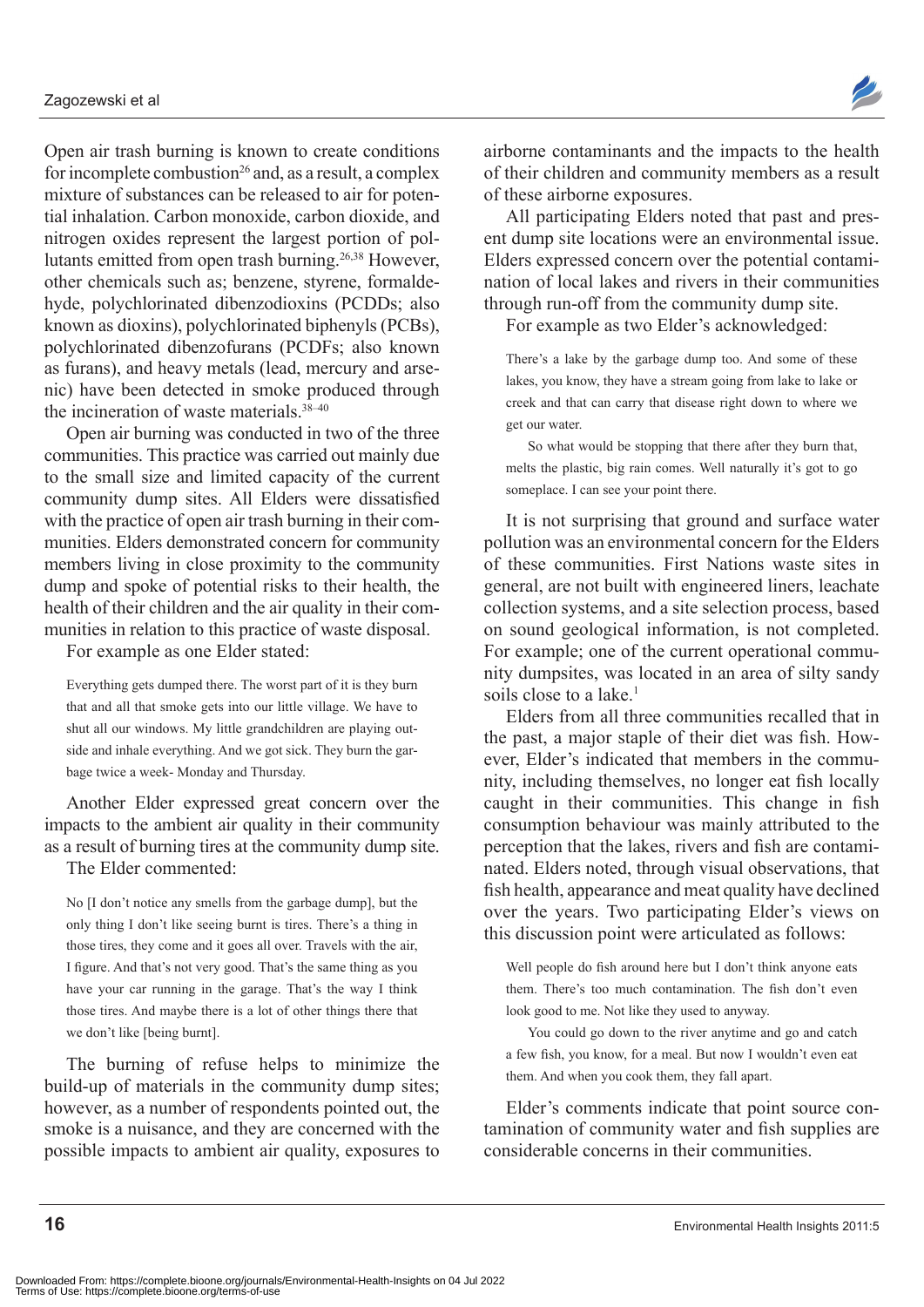Open air trash burning is known to create conditions for incomplete combustion[26] and, as a result, a complex mixture of substances can be released to air for potential inhalation. Carbon monoxide, carbon dioxide, and nitrogen oxides represent the largest portion of pollutants emitted from open trash burning.[26,38] However, other chemicals such as; benzene, styrene, formaldehyde, polychlorinated dibenzodioxins (PCDDs; also known as dioxins), polychlorinated biphenyls (PCBs), polychlorinated dibenzofurans (PCDFs; also known as furans), and heavy metals (lead, mercury and arsenic) have been detected in smoke produced through the incineration of waste materials.[38–40]

Open air burning was conducted in two of the three communities. This practice was carried out mainly due to the small size and limited capacity of the current community dump sites. All Elders were dissatisfied with the practice of open air trash burning in their communities. Elders demonstrated concern for community members living in close proximity to the community dump and spoke of potential risks to their health, the health of their children and the air quality in their communities in relation to this practice of waste disposal.

For example as one Elder stated:

> Everything gets dumped there. The worst part of it is they burn that and all that smoke gets into our little village. We have to shut all our windows. My little grandchildren are playing outside and inhale everything. And we got sick. They burn the garbage twice a week- Monday and Thursday.

Another Elder expressed great concern over the impacts to the ambient air quality in their community as a result of burning tires at the community dump site.

The Elder commented:

> No [I don't notice any smells from the garbage dump], but the only thing I don't like seeing burnt is tires. There's a thing in those tires, they come and it goes all over. Travels with the air, I figure. And that's not very good. That's the same thing as you have your car running in the garage. That's the way I think those tires. And maybe there is a lot of other things there that we don't like [being burnt].

The burning of refuse helps to minimize the build-up of materials in the community dump sites; however, as a number of respondents pointed out, the smoke is a nuisance, and they are concerned with the possible impacts to ambient air quality, exposures to airborne contaminants and the impacts to the health of their children and community members as a result of these airborne exposures.

All participating Elders noted that past and present dump site locations were an environmental issue. Elders expressed concern over the potential contamination of local lakes and rivers in their communities through run-off from the community dump site.

For example as two Elder's acknowledged:

> There's a lake by the garbage dump too. And some of these lakes, you know, they have a stream going from lake to lake or creek and that can carry that disease right down to where we get our water.
>
> So what would be stopping that there after they burn that, melts the plastic, big rain comes. Well naturally it's got to go someplace. I can see your point there.

It is not surprising that ground and surface water pollution was an environmental concern for the Elders of these communities. First Nations waste sites in general, are not built with engineered liners, leachate collection systems, and a site selection process, based on sound geological information, is not completed. For example; one of the current operational community dumpsites, was located in an area of silty sandy soils close to a lake.[1]

Elders from all three communities recalled that in the past, a major staple of their diet was fish. However, Elder's indicated that members in the community, including themselves, no longer eat fish locally caught in their communities. This change in fish consumption behaviour was mainly attributed to the perception that the lakes, rivers and fish are contaminated. Elders noted, through visual observations, that fish health, appearance and meat quality have declined over the years. Two participating Elder's views on this discussion point were articulated as follows:

> Well people do fish around here but I don't think anyone eats them. There's too much contamination. The fish don't even look good to me. Not like they used to anyway.
>
> You could go down to the river anytime and go and catch a few fish, you know, for a meal. But now I wouldn't even eat them. And when you cook them, they fall apart.

Elder's comments indicate that point source contamination of community water and fish supplies are considerable concerns in their communities.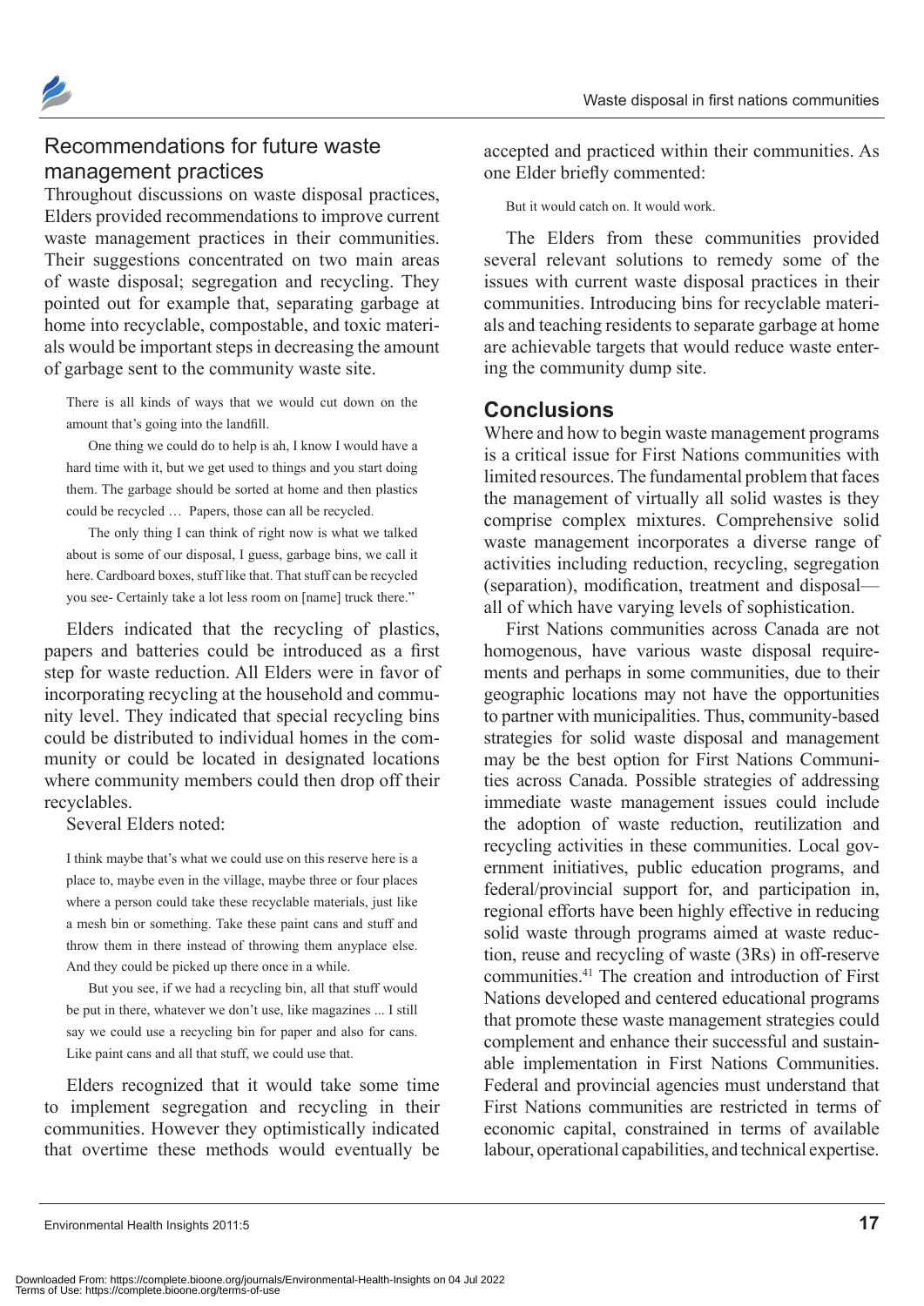## Recommendations for future waste management practices

Throughout discussions on waste disposal practices, Elders provided recommendations to improve current waste management practices in their communities. Their suggestions concentrated on two main areas of waste disposal; segregation and recycling. They pointed out for example that, separating garbage at home into recyclable, compostable, and toxic materials would be important steps in decreasing the amount of garbage sent to the community waste site.

> There is all kinds of ways that we would cut down on the amount that's going into the landfill.
>
> One thing we could do to help is ah, I know I would have a hard time with it, but we get used to things and you start doing them. The garbage should be sorted at home and then plastics could be recycled … Papers, those can all be recycled.
>
> The only thing I can think of right now is what we talked about is some of our disposal, I guess, garbage bins, we call it here. Cardboard boxes, stuff like that. That stuff can be recycled you see- Certainly take a lot less room on [name] truck there."

Elders indicated that the recycling of plastics, papers and batteries could be introduced as a first step for waste reduction. All Elders were in favor of incorporating recycling at the household and community level. They indicated that special recycling bins could be distributed to individual homes in the community or could be located in designated locations where community members could then drop off their recyclables.

Several Elders noted:

> I think maybe that's what we could use on this reserve here is a place to, maybe even in the village, maybe three or four places where a person could take these recyclable materials, just like a mesh bin or something. Take these paint cans and stuff and throw them in there instead of throwing them anyplace else. And they could be picked up there once in a while.
>
> But you see, if we had a recycling bin, all that stuff would be put in there, whatever we don't use, like magazines ... I still say we could use a recycling bin for paper and also for cans. Like paint cans and all that stuff, we could use that.

Elders recognized that it would take some time to implement segregation and recycling in their communities. However they optimistically indicated that overtime these methods would eventually be accepted and practiced within their communities. As one Elder briefly commented:

> But it would catch on. It would work.

The Elders from these communities provided several relevant solutions to remedy some of the issues with current waste disposal practices in their communities. Introducing bins for recyclable materials and teaching residents to separate garbage at home are achievable targets that would reduce waste entering the community dump site.

## Conclusions

Where and how to begin waste management programs is a critical issue for First Nations communities with limited resources. The fundamental problem that faces the management of virtually all solid wastes is they comprise complex mixtures. Comprehensive solid waste management incorporates a diverse range of activities including reduction, recycling, segregation (separation), modification, treatment and disposal—all of which have varying levels of sophistication.

First Nations communities across Canada are not homogenous, have various waste disposal requirements and perhaps in some communities, due to their geographic locations may not have the opportunities to partner with municipalities. Thus, community-based strategies for solid waste disposal and management may be the best option for First Nations Communities across Canada. Possible strategies of addressing immediate waste management issues could include the adoption of waste reduction, reutilization and recycling activities in these communities. Local government initiatives, public education programs, and federal/provincial support for, and participation in, regional efforts have been highly effective in reducing solid waste through programs aimed at waste reduction, reuse and recycling of waste (3Rs) in off-reserve communities.[41] The creation and introduction of First Nations developed and centered educational programs that promote these waste management strategies could complement and enhance their successful and sustainable implementation in First Nations Communities. Federal and provincial agencies must understand that First Nations communities are restricted in terms of economic capital, constrained in terms of available labour, operational capabilities, and technical expertise.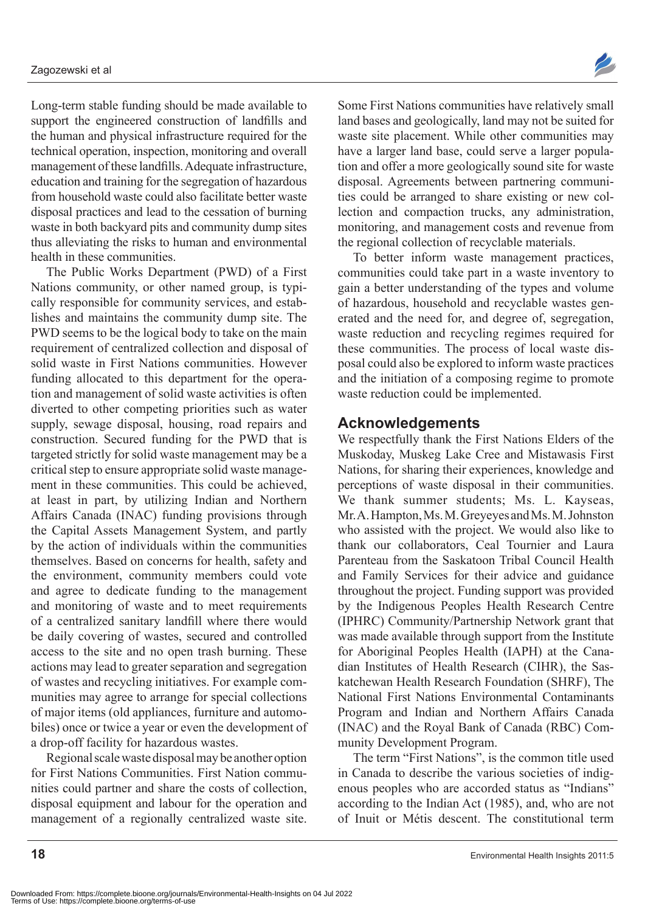Long-term stable funding should be made available to support the engineered construction of landfills and the human and physical infrastructure required for the technical operation, inspection, monitoring and overall management of these landfills. Adequate infrastructure, education and training for the segregation of hazardous from household waste could also facilitate better waste disposal practices and lead to the cessation of burning waste in both backyard pits and community dump sites thus alleviating the risks to human and environmental health in these communities.

The Public Works Department (PWD) of a First Nations community, or other named group, is typically responsible for community services, and establishes and maintains the community dump site. The PWD seems to be the logical body to take on the main requirement of centralized collection and disposal of solid waste in First Nations communities. However funding allocated to this department for the operation and management of solid waste activities is often diverted to other competing priorities such as water supply, sewage disposal, housing, road repairs and construction. Secured funding for the PWD that is targeted strictly for solid waste management may be a critical step to ensure appropriate solid waste management in these communities. This could be achieved, at least in part, by utilizing Indian and Northern Affairs Canada (INAC) funding provisions through the Capital Assets Management System, and partly by the action of individuals within the communities themselves. Based on concerns for health, safety and the environment, community members could vote and agree to dedicate funding to the management and monitoring of waste and to meet requirements of a centralized sanitary landfill where there would be daily covering of wastes, secured and controlled access to the site and no open trash burning. These actions may lead to greater separation and segregation of wastes and recycling initiatives. For example communities may agree to arrange for special collections of major items (old appliances, furniture and automobiles) once or twice a year or even the development of a drop-off facility for hazardous wastes.

Regional scale waste disposal may be another option for First Nations Communities. First Nation communities could partner and share the costs of collection, disposal equipment and labour for the operation and management of a regionally centralized waste site. Some First Nations communities have relatively small land bases and geologically, land may not be suited for waste site placement. While other communities may have a larger land base, could serve a larger population and offer a more geologically sound site for waste disposal. Agreements between partnering communities could be arranged to share existing or new collection and compaction trucks, any administration, monitoring, and management costs and revenue from the regional collection of recyclable materials.

To better inform waste management practices, communities could take part in a waste inventory to gain a better understanding of the types and volume of hazardous, household and recyclable wastes generated and the need for, and degree of, segregation, waste reduction and recycling regimes required for these communities. The process of local waste disposal could also be explored to inform waste practices and the initiation of a composing regime to promote waste reduction could be implemented.

## Acknowledgements

We respectfully thank the First Nations Elders of the Muskoday, Muskeg Lake Cree and Mistawasis First Nations, for sharing their experiences, knowledge and perceptions of waste disposal in their communities. We thank summer students; Ms. L. Kayseas, Mr. A. Hampton, Ms. M. Greyeyes and Ms. M. Johnston who assisted with the project. We would also like to thank our collaborators, Ceal Tournier and Laura Parenteau from the Saskatoon Tribal Council Health and Family Services for their advice and guidance throughout the project. Funding support was provided by the Indigenous Peoples Health Research Centre (IPHRC) Community/Partnership Network grant that was made available through support from the Institute for Aboriginal Peoples Health (IAPH) at the Canadian Institutes of Health Research (CIHR), the Saskatchewan Health Research Foundation (SHRF), The National First Nations Environmental Contaminants Program and Indian and Northern Affairs Canada (INAC) and the Royal Bank of Canada (RBC) Community Development Program.

The term "First Nations", is the common title used in Canada to describe the various societies of indigenous peoples who are accorded status as "Indians" according to the Indian Act (1985), and, who are not of Inuit or Métis descent. The constitutional term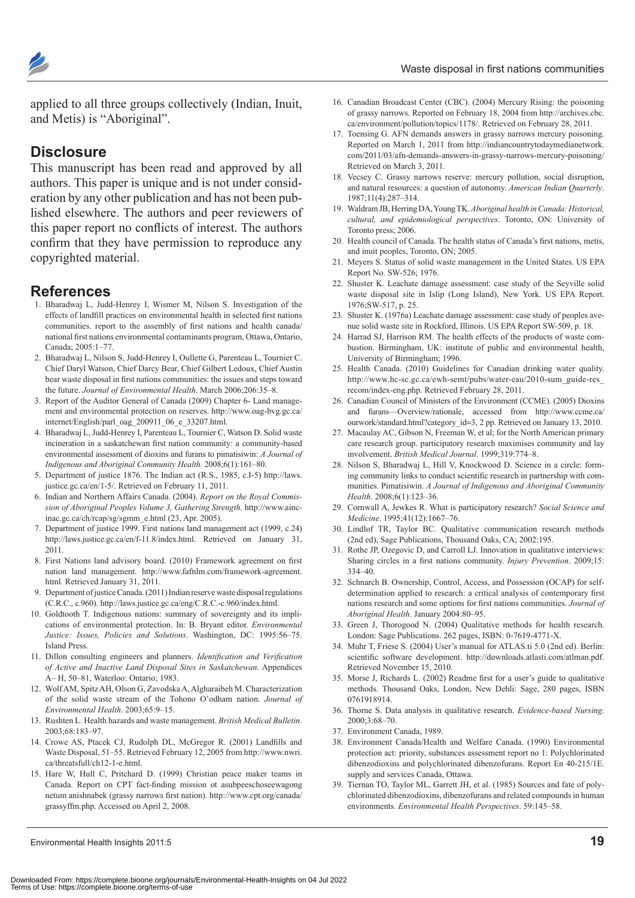applied to all three groups collectively (Indian, Inuit, and Metis) is "Aboriginal".

## Disclosure

This manuscript has been read and approved by all authors. This paper is unique and is not under consideration by any other publication and has not been published elsewhere. The authors and peer reviewers of this paper report no conflicts of interest. The authors confirm that they have permission to reproduce any copyrighted material.

## References

1. Bharadwaj L, Judd-Henrey I, Wismer M, Nilson S. Investigation of the effects of landfill practices on environmental health in selected first nations communities. report to the assembly of first nations and health canada/national first nations environmental contaminants program, Ottawa, Ontario, Canada; 2005:1–77.
2. Bharadwaj L, Nilson S, Judd-Henrey I, Oullette G, Parenteau L, Tournier C. Chief Daryl Watson, Chief Darcy Bear, Chief Gilbert Ledoux, Chief Austin bear waste disposal in first nations communities: the issues and steps toward the future. *Journal of Environmental Health*. March 2006;206:35–8.
3. Report of the Auditor General of Canada (2009) Chapter 6- Land management and environmental protection on reserves. http://www.oag-bvg.gc.ca/internet/English/parl_oag_200911_06_e_33207.html.
4. Bharadwaj L, Judd-Henrey I, Parenteau L, Tournier C, Watson D. Solid waste incineration in a saskatchewan first nation community: a community-based environmental assessment of dioxins and furans to pimatisiwin: *A Journal of Indigenous and Aboriginal Community Health*. 2008;6(1):161–80.
5. Department of justice 1876. The Indian act (R.S., 1985, c.I-5) http://laws.justice.gc.ca/en/1-5/. Retrieved on February 11, 2011.
6. Indian and Northern Affairs Canada. (2004). *Report on the Royal Commission of Aboriginal Peoples Volume 3, Gathering Strength*. http://www.ainc-inac.gc.ca/ch/rcap/sg/sgmm_e.html (23, Apr. 2005).
7. Department of justice 1999. First nations land management act (1999, c.24) http://laws.justice.gc.ca/en/f-11.8/index.html. Retrieved on January 31, 2011.
8. First Nations land advisory board. (2010) Framework agreement on first nation land management. http://www.fafnlm.com/framework-agreement.html. Retrieved January 31, 2011.
9. Department of justice Canada. (2011) Indian reserve waste disposal regulations (C.R.C., c.960). http://laws.justice.gc.ca/eng/C.R.C.-c.960/index.html.
10. Goldtooth T. Indigenous nations: summary of sovereignty and its implications of environmental protection. In: B. Bryant editor. *Environmental Justice: Issues, Policies and Solutions*. Washington, DC: 1995:56–75. Island Press.
11. Dillon consulting engineers and planners. *Identification and Verification of Active and Inactive Land Disposal Sites in Saskatchewan*. Appendices A– H, 50–81, Waterloo: Ontario; 1983.
12. Wolf AM, Spitz AH, Olson G, Zavodska A, Algharaibeh M. Characterization of the solid waste stream of the Tohono O'odham nation. *Journal of Environmental Health*. 2003;65:9–15.
13. Rushten L. Health hazards and waste management. *British Medical Bulletin*. 2003;68:183–97.
14. Crowe AS, Ptacek CJ, Rudolph DL, McGregor R. (2001) Landfills and Waste Disposal, 51–55. Retrieved February 12, 2005 from http://www.nwri.ca/threatsfull/ch12-1-e.html.
15. Hare W, Hull C, Pritchard D. (1999) Christian peace maker teams in Canada. Report on CPT fact-finding mission ot asubpeeschoseewagong netum anishnabek (grassy narrows first nation). http://www.cpt.org/canada/grassyffm.php. Accessed on April 2, 2008.
16. Canadian Broadcast Center (CBC). (2004) Mercury Rising: the poisoning of grassy narrows. Reported on February 18, 2004 from http://archives.cbc.ca/environment/pollution/topics/1178/. Retrieved on February 28, 2011.
17. Toensing G. AFN demands answers in grassy narrows mercury poisoning. Reported on March 1, 2011 from http://indiancountrytodaymedianetwork.com/2011/03/afn-demands-answers-in-grassy-narrows-mercury-poisoning/ Retrieved on March 3, 2011.
18. Vecsey C. Grassy narrows reserve: mercury pollution, social disruption, and natural resources: a question of autonomy. *American Indian Quarterly*. 1987;11(4):287–314.
19. Waldram JB, Herring DA, Young TK. *Aboriginal health in Canada: Historical, cultural, and epidemiological perspectives*. Toronto, ON: University of Toronto press; 2006.
20. Health council of Canada. The health status of Canada's first nations, metis, and inuit peoples, Toronto, ON; 2005.
21. Meyers S. Status of solid waste management in the United States. US EPA Report No. SW-526; 1976.
22. Shuster K. Leachate damage assessment: case study of the Seyville solid waste disposal site in Islip (Long Island), New York. US EPA Report. 1976;SW-517, p. 25.
23. Shuster K. (1976a) Leachate damage assessment: case study of peoples avenue solid waste site in Rockford, Illinois. US EPA Report SW-509, p. 18.
24. Harrad SJ, Harrison RM. The health effects of the products of waste combustion. Birmingham, UK: institute of public and environmental health, University of Birmingham; 1996.
25. Health Canada. (2010) Guidelines for Canadian drinking water quality. http://www.hc-sc.gc.ca/ewh-semt/pubs/water-eau/2010-sum_guide-res_recom/index-eng.php. Retrieved February 28, 2011.
26. Canadian Council of Ministers of the Environment (CCME). (2005) Dioxins and furans—Overview/rationale, accessed from http://www.ccme.ca/ourwork/standard.html?category_id=3, 2 pp. Retrieved on January 13, 2010.
27. Macaulay AC, Gibson N, Freeman W, et al; for the North American primary care research group. participatory research maximises community and lay involvement. *British Medical Journal*. 1999;319:774–8.
28. Nilson S, Bharadwaj L, Hill V, Knockwood D. Science in a circle: forming community links to conduct scientific research in partnership with communities. Pimatisiwin. *A Journal of Indigenous and Aboriginal Community Health*. 2008;6(1):123–36.
29. Cornwall A, Jewkes R. What is participatory research? *Social Science and Medicine*. 1995;41(12):1667–76.
30. Lindlof TR, Taylor BC. Qualitative communication research methods (2nd ed), Sage Publications, Thousand Oaks, CA; 2002:195.
31. Rothe JP, Ozegovic D, and Carroll LJ. Innovation in qualitative interviews: Sharing circles in a first nations community. *Injury Prevention*. 2009;15: 334–40.
32. Schnarch B. Ownership, Control, Access, and Possession (OCAP) for self-determination applied to research: a critical analysis of contemporary first nations research and some options for first nations communities. *Journal of Aboriginal Health*. January 2004:80–95.
33. Green J, Thorogood N. (2004) Qualitative methods for health research. London: Sage Publications. 262 pages, ISBN: 0-7619-4771-X.
34. Muhr T, Friese S. (2004) User's manual for ATLAS.ti 5.0 (2nd ed). Berlin: scientific software development. http://downloads.atlasti.com/atlman.pdf. Retrieved November 15, 2010.
35. Morse J, Richards L. (2002) Readme first for a user's guide to qualitative methods. Thousand Oaks, London, New Dehli: Sage, 280 pages, ISBN 0761918914.
36. Thorne S. Data analysis in qualitative research. *Evidence-based Nursing*. 2000;3:68–70.
37. Environment Canada, 1989.
38. Environment Canada/Health and Welfare Canada. (1990) Environmental protection act: priority, substances assessment report no 1: Polychlorinated dibenzodioxins and polychlorinated dibenzofurans. Report En 40-215/1E. supply and services Canada, Ottawa.
39. Tiernan TO, Taylor ML, Garrett JH, et al. (1985) Sources and fate of polychlorinated dibenzodioxins, dibenzofurans and related compounds in human environments. *Environmental Health Perspectives*. 59:145–58.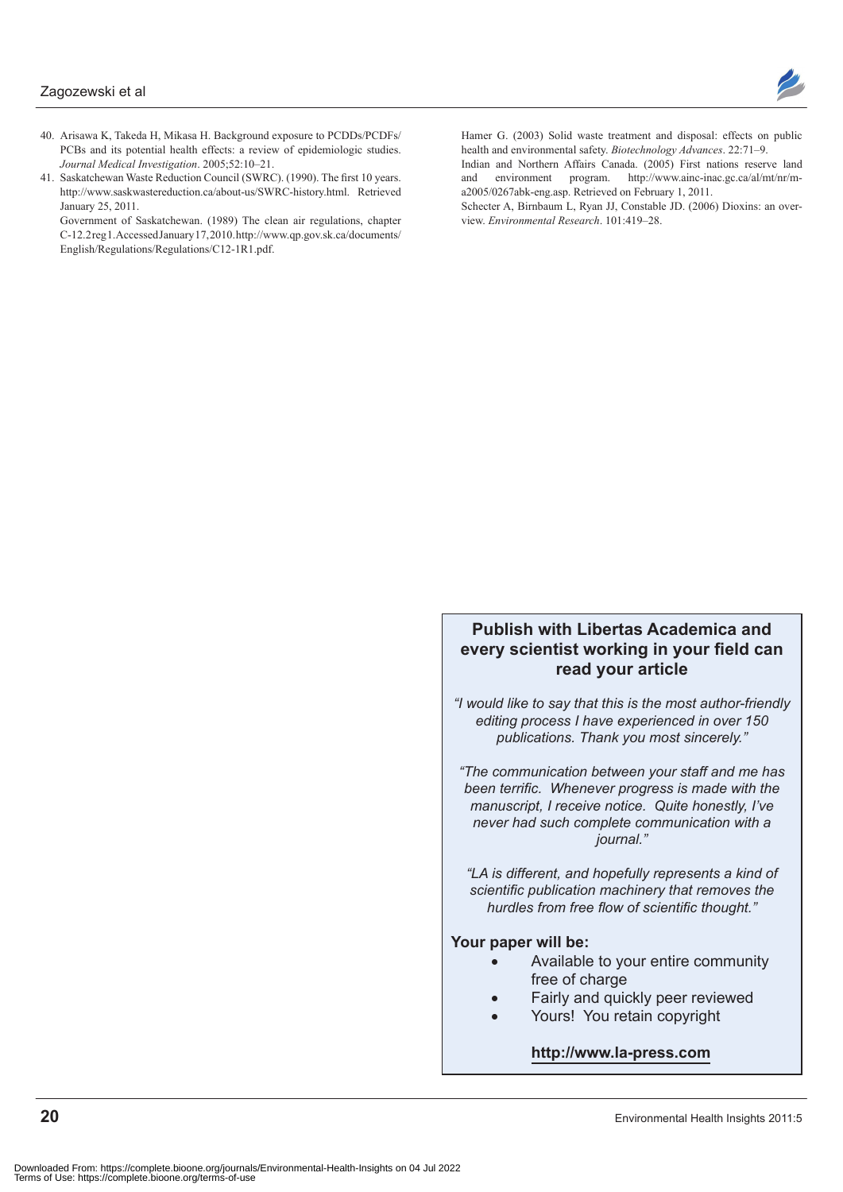40. Arisawa K, Takeda H, Mikasa H. Background exposure to PCDDs/PCDFs/PCBs and its potential health effects: a review of epidemiologic studies. *Journal Medical Investigation*. 2005;52:10–21.
41. Saskatchewan Waste Reduction Council (SWRC). (1990). The first 10 years. http://www.saskwastereduction.ca/about-us/SWRC-history.html. Retrieved January 25, 2011.

Government of Saskatchewan. (1989) The clean air regulations, chapter C-12.2reg1.AccessedJanuary17,2010.http://www.qp.gov.sk.ca/documents/English/Regulations/Regulations/C12-1R1.pdf.

Hamer G. (2003) Solid waste treatment and disposal: effects on public health and environmental safety. *Biotechnology Advances*. 22:71–9.

Indian and Northern Affairs Canada. (2005) First nations reserve land and environment program. http://www.ainc-inac.gc.ca/al/mt/nr/m-a2005/0267abk-eng.asp. Retrieved on February 1, 2011.

Schecter A, Birnbaum L, Ryan JJ, Constable JD. (2006) Dioxins: an overview. *Environmental Research*. 101:419–28.

**Publish with Libertas Academica and every scientist working in your field can read your article**

*"I would like to say that this is the most author-friendly editing process I have experienced in over 150 publications. Thank you most sincerely."*

*"The communication between your staff and me has been terrific. Whenever progress is made with the manuscript, I receive notice. Quite honestly, I've never had such complete communication with a journal."*

*"LA is different, and hopefully represents a kind of scientific publication machinery that removes the hurdles from free flow of scientific thought."*

**Your paper will be:**

- Available to your entire community free of charge
- Fairly and quickly peer reviewed
- Yours! You retain copyright

**http://www.la-press.com**